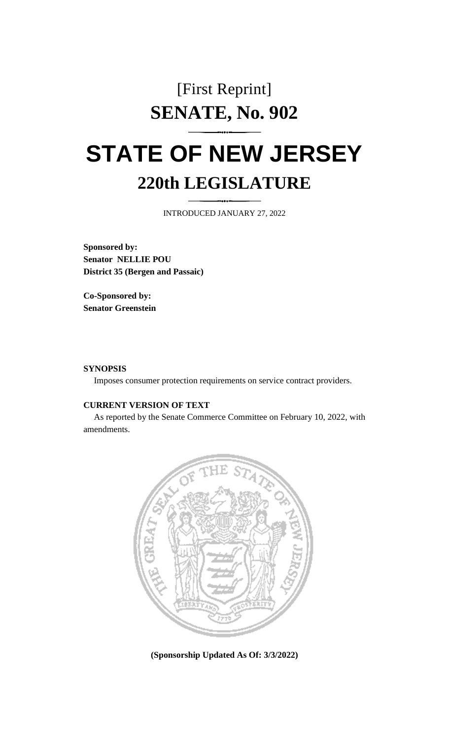[First Reprint]

# SENATE, No. 902

# STATE OF NEW JERSEY

## 220th LEGISLATURE

INTRODUCED JANUARY 27, 2022

**Sponsored by:**
**Senator NELLIE POU**
**District 35 (Bergen and Passaic)**

**Co-Sponsored by:**
**Senator Greenstein**

**SYNOPSIS**

Imposes consumer protection requirements on service contract providers.

**CURRENT VERSION OF TEXT**

As reported by the Senate Commerce Committee on February 10, 2022, with amendments.

**(Sponsorship Updated As Of: 3/3/2022)**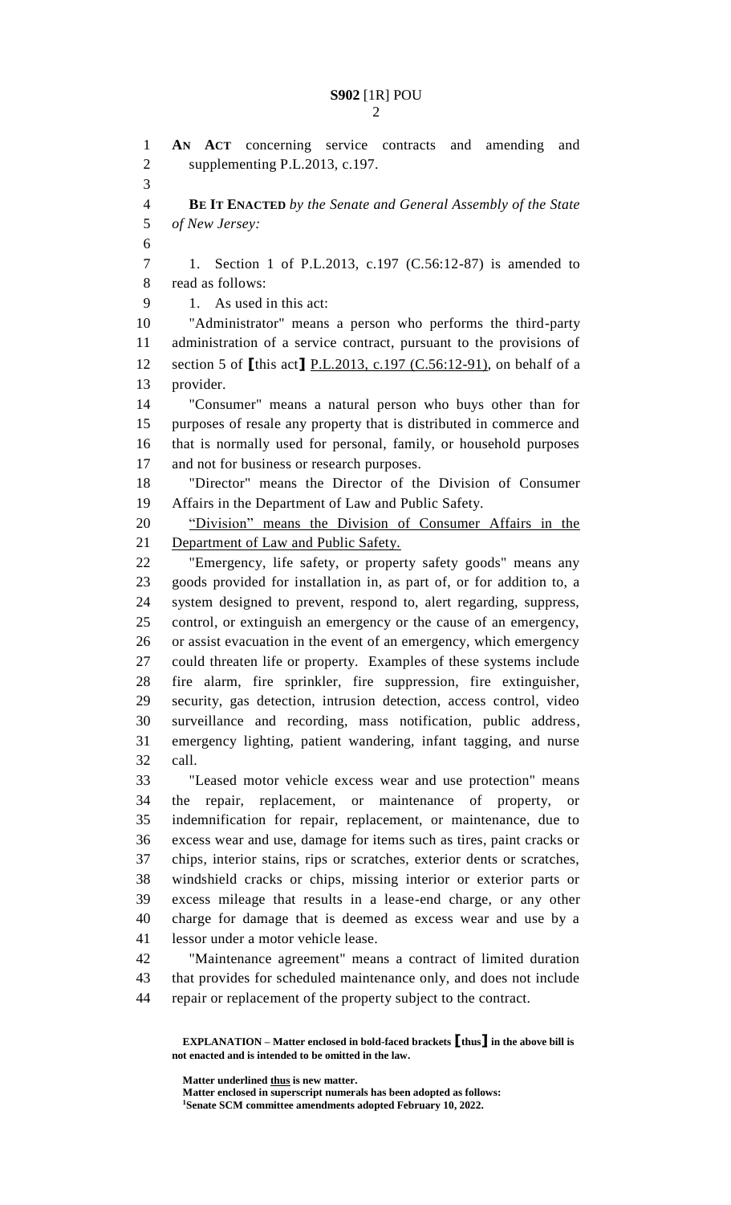**AN ACT** concerning service contracts and amending and supplementing P.L.2013, c.197.

**BE IT ENACTED** *by the Senate and General Assembly of the State of New Jersey:*

1. Section 1 of P.L.2013, c.197 (C.56:12-87) is amended to read as follows:

1. As used in this act:

"Administrator" means a person who performs the third-party administration of a service contract, pursuant to the provisions of section 5 of **[**this act**]** <u>P.L.2013, c.197 (C.56:12-91)</u>, on behalf of a provider.

"Consumer" means a natural person who buys other than for purposes of resale any property that is distributed in commerce and that is normally used for personal, family, or household purposes and not for business or research purposes.

"Director" means the Director of the Division of Consumer Affairs in the Department of Law and Public Safety.

<u>"Division" means the Division of Consumer Affairs in the Department of Law and Public Safety.</u>

"Emergency, life safety, or property safety goods" means any goods provided for installation in, as part of, or for addition to, a system designed to prevent, respond to, alert regarding, suppress, control, or extinguish an emergency or the cause of an emergency, or assist evacuation in the event of an emergency, which emergency could threaten life or property. Examples of these systems include fire alarm, fire sprinkler, fire suppression, fire extinguisher, security, gas detection, intrusion detection, access control, video surveillance and recording, mass notification, public address, emergency lighting, patient wandering, infant tagging, and nurse call.

"Leased motor vehicle excess wear and use protection" means the repair, replacement, or maintenance of property, or indemnification for repair, replacement, or maintenance, due to excess wear and use, damage for items such as tires, paint cracks or chips, interior stains, rips or scratches, exterior dents or scratches, windshield cracks or chips, missing interior or exterior parts or excess mileage that results in a lease-end charge, or any other charge for damage that is deemed as excess wear and use by a lessor under a motor vehicle lease.

"Maintenance agreement" means a contract of limited duration that provides for scheduled maintenance only, and does not include repair or replacement of the property subject to the contract.

**EXPLANATION – Matter enclosed in bold-faced brackets [thus] in the above bill is not enacted and is intended to be omitted in the law.**

**Matter underlined <u>thus</u> is new matter.**
**Matter enclosed in superscript numerals has been adopted as follows:**
**[1]Senate SCM committee amendments adopted February 10, 2022.**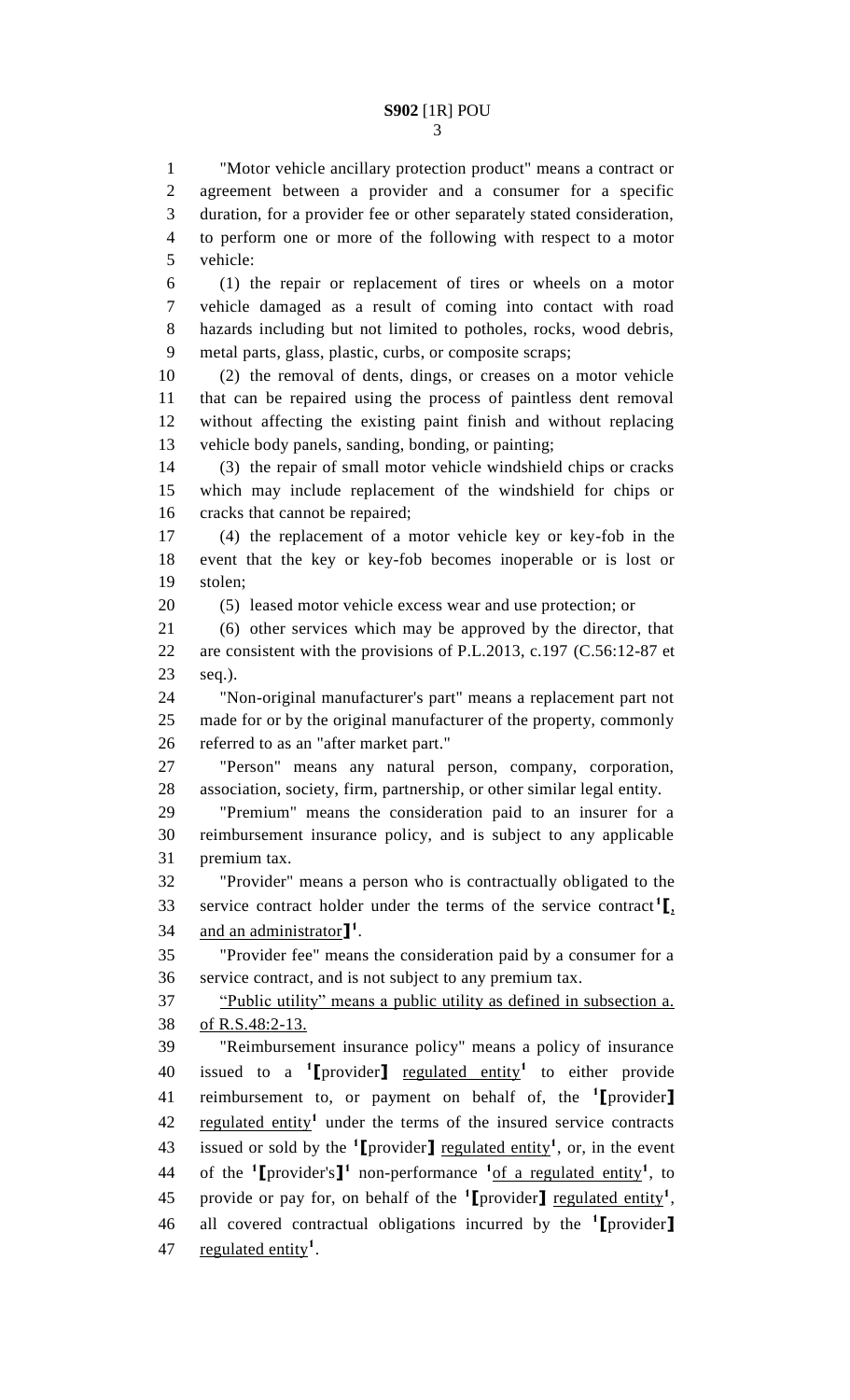"Motor vehicle ancillary protection product" means a contract or agreement between a provider and a consumer for a specific duration, for a provider fee or other separately stated consideration, to perform one or more of the following with respect to a motor vehicle:

(1) the repair or replacement of tires or wheels on a motor vehicle damaged as a result of coming into contact with road hazards including but not limited to potholes, rocks, wood debris, metal parts, glass, plastic, curbs, or composite scraps;

(2) the removal of dents, dings, or creases on a motor vehicle that can be repaired using the process of paintless dent removal without affecting the existing paint finish and without replacing vehicle body panels, sanding, bonding, or painting;

(3) the repair of small motor vehicle windshield chips or cracks which may include replacement of the windshield for chips or cracks that cannot be repaired;

(4) the replacement of a motor vehicle key or key-fob in the event that the key or key-fob becomes inoperable or is lost or stolen;

(5) leased motor vehicle excess wear and use protection; or

(6) other services which may be approved by the director, that are consistent with the provisions of P.L.2013, c.197 (C.56:12-87 et seq.).

"Non-original manufacturer's part" means a replacement part not made for or by the original manufacturer of the property, commonly referred to as an "after market part."

"Person" means any natural person, company, corporation, association, society, firm, partnership, or other similar legal entity.

"Premium" means the consideration paid to an insurer for a reimbursement insurance policy, and is subject to any applicable premium tax.

"Provider" means a person who is contractually obligated to the service contract holder under the terms of the service contract[1]⟦, and an administrator⟧[1].

"Provider fee" means the consideration paid by a consumer for a service contract, and is not subject to any premium tax.

"Public utility" means a public utility as defined in subsection a. of R.S.48:2-13.

"Reimbursement insurance policy" means a policy of insurance issued to a [1]⟦provider⟧ regulated entity[1] to either provide reimbursement to, or payment on behalf of, the [1]⟦provider⟧ regulated entity[1] under the terms of the insured service contracts issued or sold by the [1]⟦provider⟧ regulated entity[1], or, in the event of the [1]⟦provider's⟧[1] non-performance [1]of a regulated entity[1], to provide or pay for, on behalf of the [1]⟦provider⟧ regulated entity[1], all covered contractual obligations incurred by the [1]⟦provider⟧ regulated entity[1].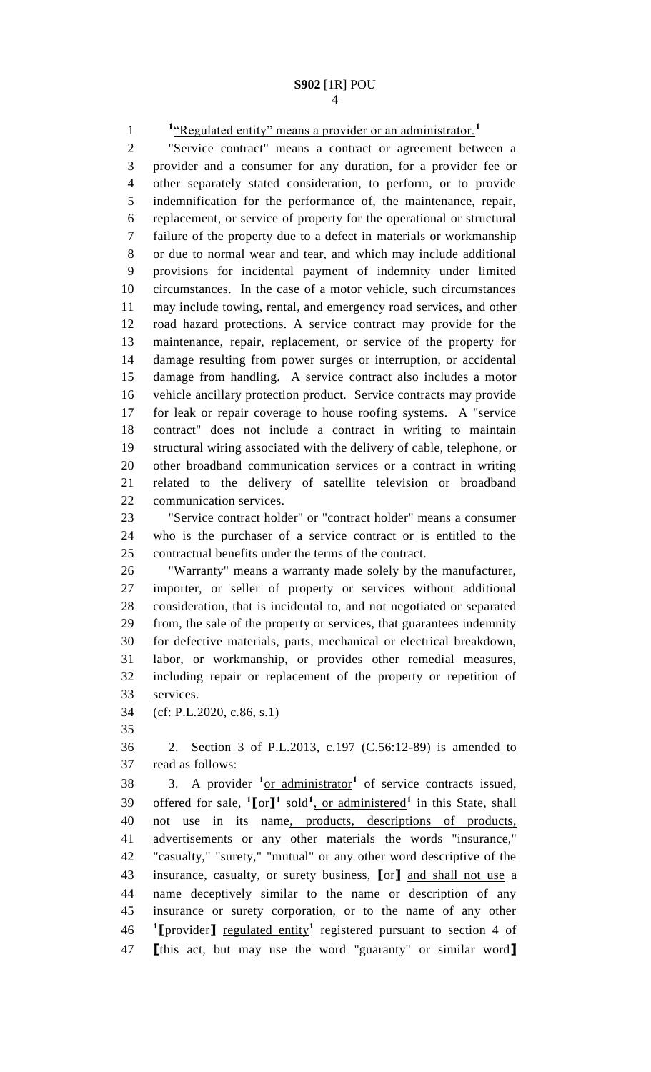[1]"Regulated entity" means a provider or an administrator.[1]

"Service contract" means a contract or agreement between a provider and a consumer for any duration, for a provider fee or other separately stated consideration, to perform, or to provide indemnification for the performance of, the maintenance, repair, replacement, or service of property for the operational or structural failure of the property due to a defect in materials or workmanship or due to normal wear and tear, and which may include additional provisions for incidental payment of indemnity under limited circumstances. In the case of a motor vehicle, such circumstances may include towing, rental, and emergency road services, and other road hazard protections. A service contract may provide for the maintenance, repair, replacement, or service of the property for damage resulting from power surges or interruption, or accidental damage from handling. A service contract also includes a motor vehicle ancillary protection product. Service contracts may provide for leak or repair coverage to house roofing systems. A "service contract" does not include a contract in writing to maintain structural wiring associated with the delivery of cable, telephone, or other broadband communication services or a contract in writing related to the delivery of satellite television or broadband communication services.

"Service contract holder" or "contract holder" means a consumer who is the purchaser of a service contract or is entitled to the contractual benefits under the terms of the contract.

"Warranty" means a warranty made solely by the manufacturer, importer, or seller of property or services without additional consideration, that is incidental to, and not negotiated or separated from, the sale of the property or services, that guarantees indemnity for defective materials, parts, mechanical or electrical breakdown, labor, or workmanship, or provides other remedial measures, including repair or replacement of the property or repetition of services.

(cf: P.L.2020, c.86, s.1)

2. Section 3 of P.L.2013, c.197 (C.56:12-89) is amended to read as follows:

3. A provider [1]or administrator[1] of service contracts issued, offered for sale, [1][or][1] sold[1], or administered[1] in this State, shall not use in its name, products, descriptions of products, advertisements or any other materials the words "insurance," "casualty," "surety," "mutual" or any other word descriptive of the insurance, casualty, or surety business, [or] and shall not use a name deceptively similar to the name or description of any insurance or surety corporation, or to the name of any other [1][provider] regulated entity[1] registered pursuant to section 4 of [this act, but may use the word "guaranty" or similar word]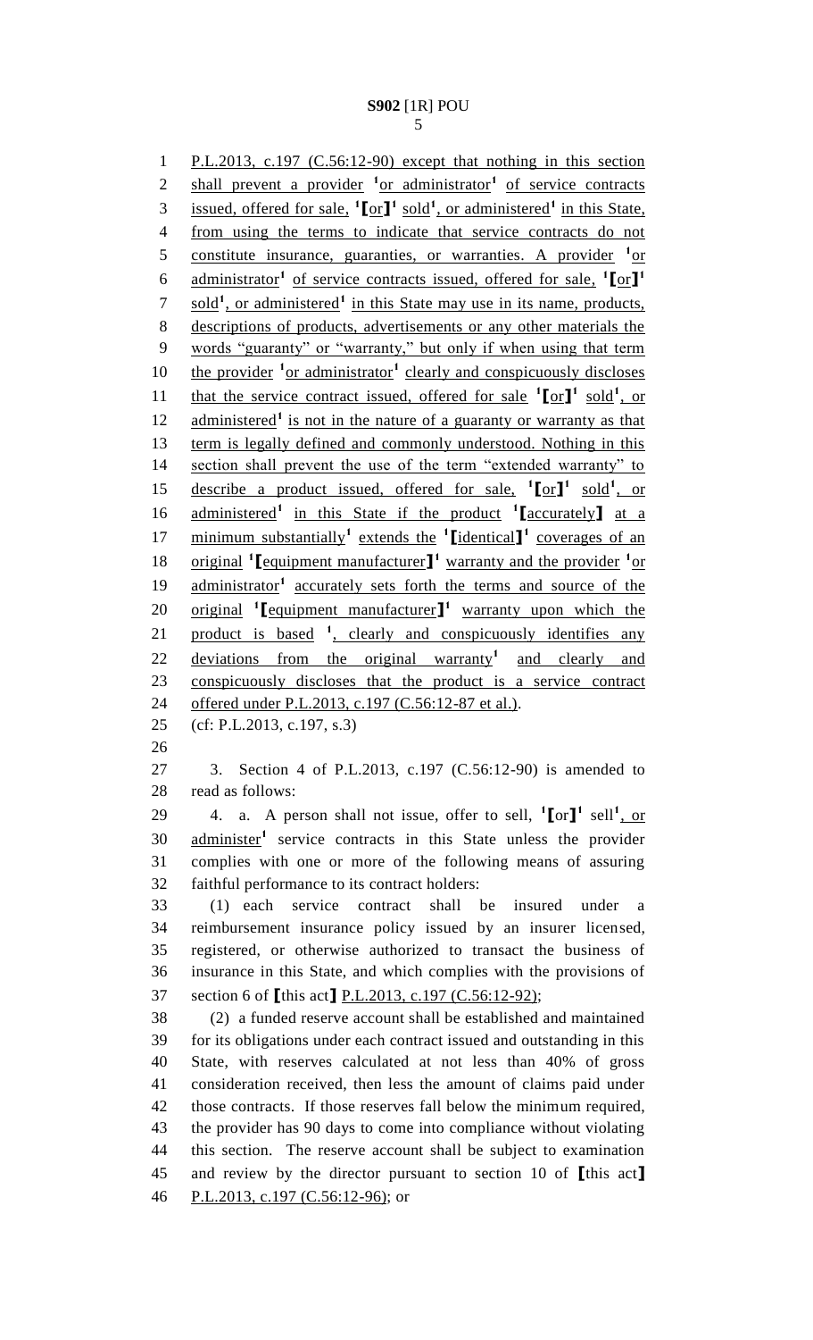P.L.2013, c.197 (C.56:12-90) except that nothing in this section shall prevent a provider [1]or administrator[1] of service contracts issued, offered for sale, [1]【or】[1] sold[1], or administered[1] in this State, from using the terms to indicate that service contracts do not constitute insurance, guaranties, or warranties. A provider [1]or administrator[1] of service contracts issued, offered for sale, [1]【or】[1] sold[1], or administered[1] in this State may use in its name, products, descriptions of products, advertisements or any other materials the words "guaranty" or "warranty," but only if when using that term the provider [1]or administrator[1] clearly and conspicuously discloses that the service contract issued, offered for sale [1]【or】[1] sold[1], or administered[1] is not in the nature of a guaranty or warranty as that term is legally defined and commonly understood. Nothing in this section shall prevent the use of the term "extended warranty" to describe a product issued, offered for sale, [1]【or】[1] sold[1], or administered[1] in this State if the product [1]【accurately】 at a minimum substantially[1] extends the [1]【identical】[1] coverages of an original [1]【equipment manufacturer】[1] warranty and the provider [1]or administrator[1] accurately sets forth the terms and source of the original [1]【equipment manufacturer】[1] warranty upon which the product is based [1], clearly and conspicuously identifies any deviations from the original warranty[1] and clearly and conspicuously discloses that the product is a service contract offered under P.L.2013, c.197 (C.56:12-87 et al.).

(cf: P.L.2013, c.197, s.3)

3. Section 4 of P.L.2013, c.197 (C.56:12-90) is amended to read as follows:

4. a. A person shall not issue, offer to sell, [1]【or】[1] sell[1], or administer[1] service contracts in this State unless the provider complies with one or more of the following means of assuring faithful performance to its contract holders:

(1) each service contract shall be insured under a reimbursement insurance policy issued by an insurer licensed, registered, or otherwise authorized to transact the business of insurance in this State, and which complies with the provisions of section 6 of 【this act】 P.L.2013, c.197 (C.56:12-92);

(2) a funded reserve account shall be established and maintained for its obligations under each contract issued and outstanding in this State, with reserves calculated at not less than 40% of gross consideration received, then less the amount of claims paid under those contracts. If those reserves fall below the minimum required, the provider has 90 days to come into compliance without violating this section. The reserve account shall be subject to examination and review by the director pursuant to section 10 of 【this act】 P.L.2013, c.197 (C.56:12-96); or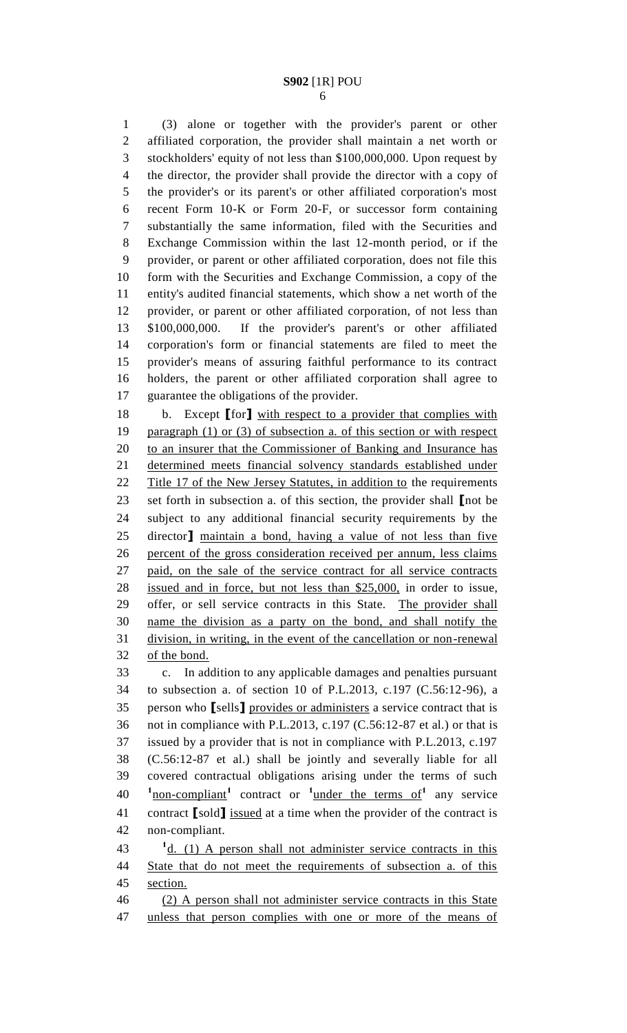(3) alone or together with the provider's parent or other affiliated corporation, the provider shall maintain a net worth or stockholders' equity of not less than $100,000,000. Upon request by the director, the provider shall provide the director with a copy of the provider's or its parent's or other affiliated corporation's most recent Form 10-K or Form 20-F, or successor form containing substantially the same information, filed with the Securities and Exchange Commission within the last 12-month period, or if the provider, or parent or other affiliated corporation, does not file this form with the Securities and Exchange Commission, a copy of the entity's audited financial statements, which show a net worth of the provider, or parent or other affiliated corporation, of not less than $100,000,000. If the provider's parent's or other affiliated corporation's form or financial statements are filed to meet the provider's means of assuring faithful performance to its contract holders, the parent or other affiliated corporation shall agree to guarantee the obligations of the provider.

b. Except [for] with respect to a provider that complies with paragraph (1) or (3) of subsection a. of this section or with respect to an insurer that the Commissioner of Banking and Insurance has determined meets financial solvency standards established under Title 17 of the New Jersey Statutes, in addition to the requirements set forth in subsection a. of this section, the provider shall [not be subject to any additional financial security requirements by the director] maintain a bond, having a value of not less than five percent of the gross consideration received per annum, less claims paid, on the sale of the service contract for all service contracts issued and in force, but not less than $25,000, in order to issue, offer, or sell service contracts in this State. The provider shall name the division as a party on the bond, and shall notify the division, in writing, in the event of the cancellation or non-renewal of the bond.

c. In addition to any applicable damages and penalties pursuant to subsection a. of section 10 of P.L.2013, c.197 (C.56:12-96), a person who [sells] provides or administers a service contract that is not in compliance with P.L.2013, c.197 (C.56:12-87 et al.) or that is issued by a provider that is not in compliance with P.L.2013, c.197 (C.56:12-87 et al.) shall be jointly and severally liable for all covered contractual obligations arising under the terms of such [1]non-compliant[1] contract or [1]under the terms of[1] any service contract [sold] issued at a time when the provider of the contract is non-compliant.

[1]d. (1) A person shall not administer service contracts in this State that do not meet the requirements of subsection a. of this section.

(2) A person shall not administer service contracts in this State unless that person complies with one or more of the means of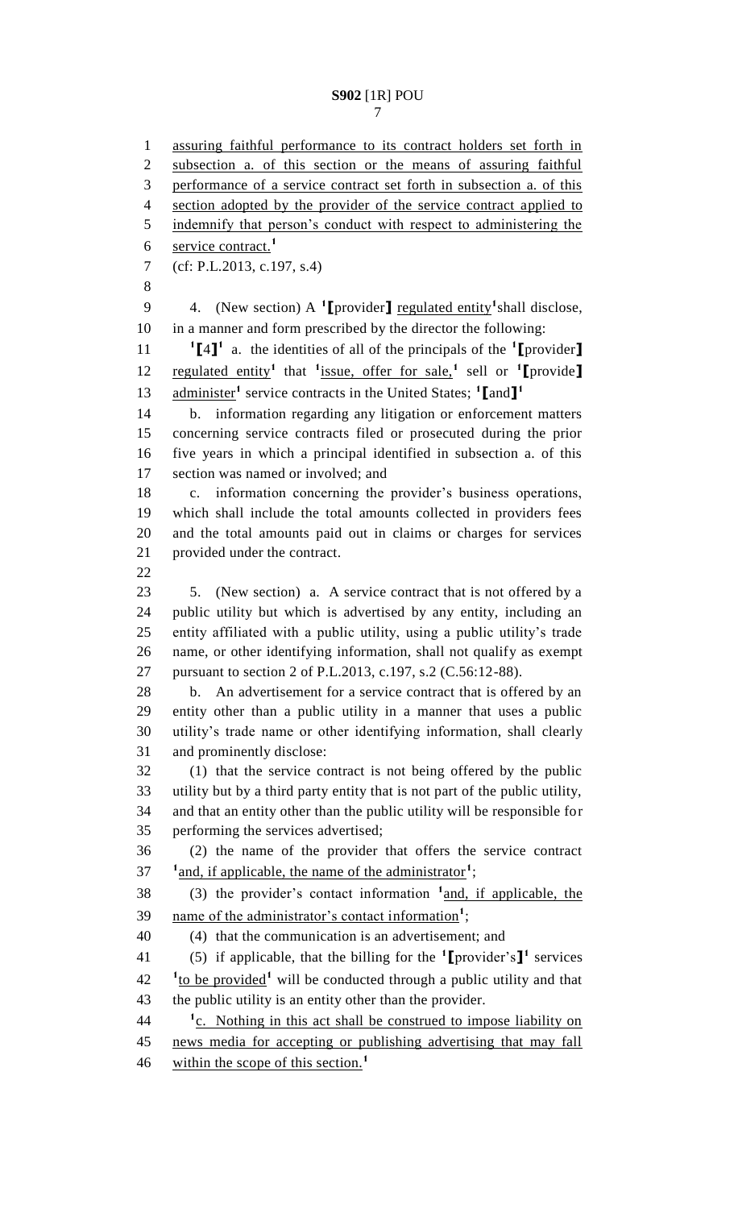assuring faithful performance to its contract holders set forth in subsection a. of this section or the means of assuring faithful performance of a service contract set forth in subsection a. of this section adopted by the provider of the service contract applied to indemnify that person's conduct with respect to administering the service contract.[1]

(cf: P.L.2013, c.197, s.4)

4. (New section) A [1][provider] regulated entity[1] shall disclose, in a manner and form prescribed by the director the following:

[1][4][1] a. the identities of all of the principals of the [1][provider] regulated entity[1] that [1]issue, offer for sale,[1] sell or [1][provide] administer[1] service contracts in the United States; [1][and][1]

b. information regarding any litigation or enforcement matters concerning service contracts filed or prosecuted during the prior five years in which a principal identified in subsection a. of this section was named or involved; and

c. information concerning the provider's business operations, which shall include the total amounts collected in providers fees and the total amounts paid out in claims or charges for services provided under the contract.

5. (New section) a. A service contract that is not offered by a public utility but which is advertised by any entity, including an entity affiliated with a public utility, using a public utility's trade name, or other identifying information, shall not qualify as exempt pursuant to section 2 of P.L.2013, c.197, s.2 (C.56:12-88).

b. An advertisement for a service contract that is offered by an entity other than a public utility in a manner that uses a public utility's trade name or other identifying information, shall clearly and prominently disclose:

(1) that the service contract is not being offered by the public utility but by a third party entity that is not part of the public utility, and that an entity other than the public utility will be responsible for performing the services advertised;

(2) the name of the provider that offers the service contract [1]and, if applicable, the name of the administrator[1];

(3) the provider's contact information [1]and, if applicable, the name of the administrator's contact information[1];

(4) that the communication is an advertisement; and

(5) if applicable, that the billing for the [1][provider's][1] services [1]to be provided[1] will be conducted through a public utility and that the public utility is an entity other than the provider.

[1]c. Nothing in this act shall be construed to impose liability on news media for accepting or publishing advertising that may fall within the scope of this section.[1]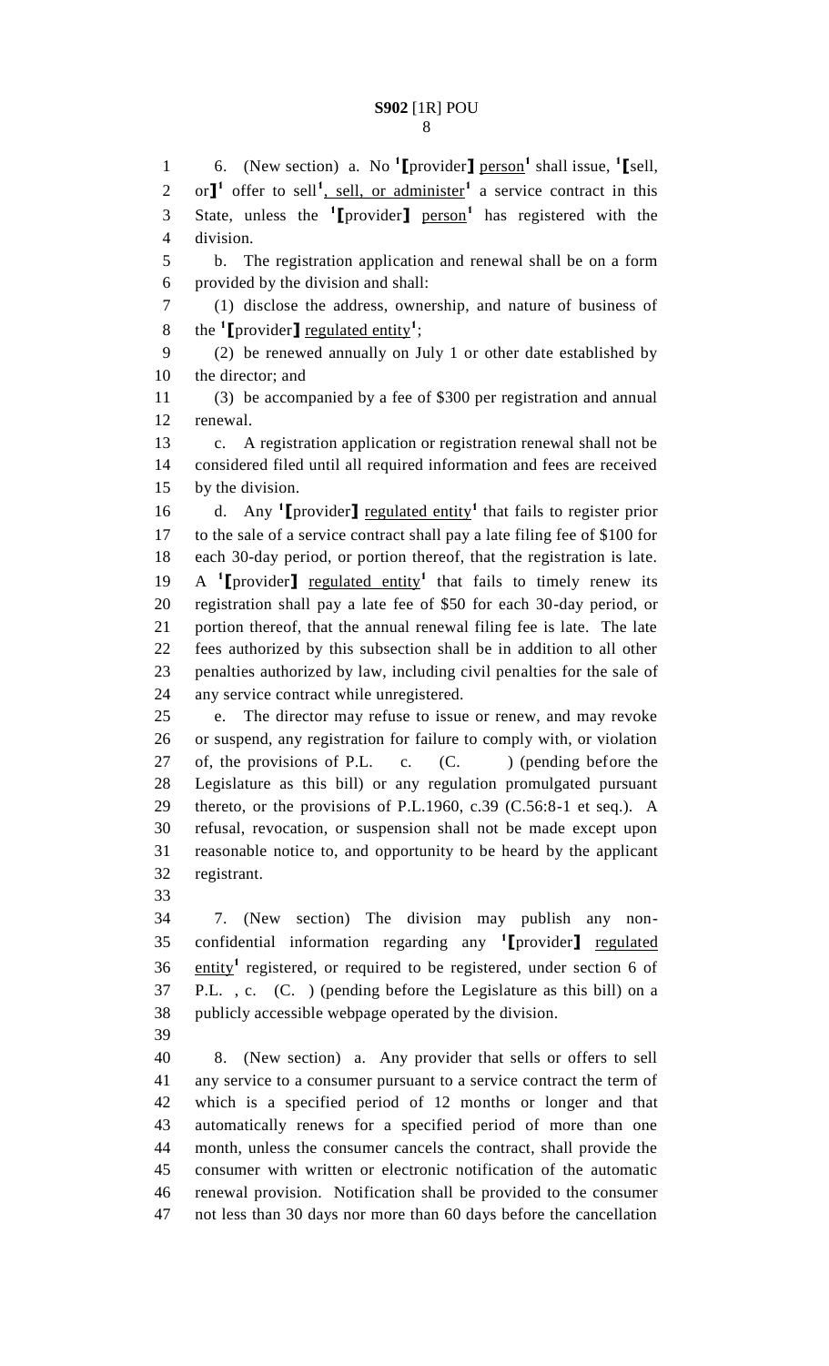6. (New section) a. No [1][provider] person[1] shall issue, [1][sell, or][1] offer to sell[1], sell, or administer[1] a service contract in this State, unless the [1][provider] person[1] has registered with the division.

b. The registration application and renewal shall be on a form provided by the division and shall:

(1) disclose the address, ownership, and nature of business of the [1][provider] regulated entity[1];

(2) be renewed annually on July 1 or other date established by the director; and

(3) be accompanied by a fee of $300 per registration and annual renewal.

c. A registration application or registration renewal shall not be considered filed until all required information and fees are received by the division.

d. Any [1][provider] regulated entity[1] that fails to register prior to the sale of a service contract shall pay a late filing fee of $100 for each 30-day period, or portion thereof, that the registration is late. A [1][provider] regulated entity[1] that fails to timely renew its registration shall pay a late fee of $50 for each 30-day period, or portion thereof, that the annual renewal filing fee is late. The late fees authorized by this subsection shall be in addition to all other penalties authorized by law, including civil penalties for the sale of any service contract while unregistered.

e. The director may refuse to issue or renew, and may revoke or suspend, any registration for failure to comply with, or violation of, the provisions of P.L. c. (C. ) (pending before the Legislature as this bill) or any regulation promulgated pursuant thereto, or the provisions of P.L.1960, c.39 (C.56:8-1 et seq.). A refusal, revocation, or suspension shall not be made except upon reasonable notice to, and opportunity to be heard by the applicant registrant.

7. (New section) The division may publish any non-confidential information regarding any [1][provider] regulated entity[1] registered, or required to be registered, under section 6 of P.L. , c. (C. ) (pending before the Legislature as this bill) on a publicly accessible webpage operated by the division.

8. (New section) a. Any provider that sells or offers to sell any service to a consumer pursuant to a service contract the term of which is a specified period of 12 months or longer and that automatically renews for a specified period of more than one month, unless the consumer cancels the contract, shall provide the consumer with written or electronic notification of the automatic renewal provision. Notification shall be provided to the consumer not less than 30 days nor more than 60 days before the cancellation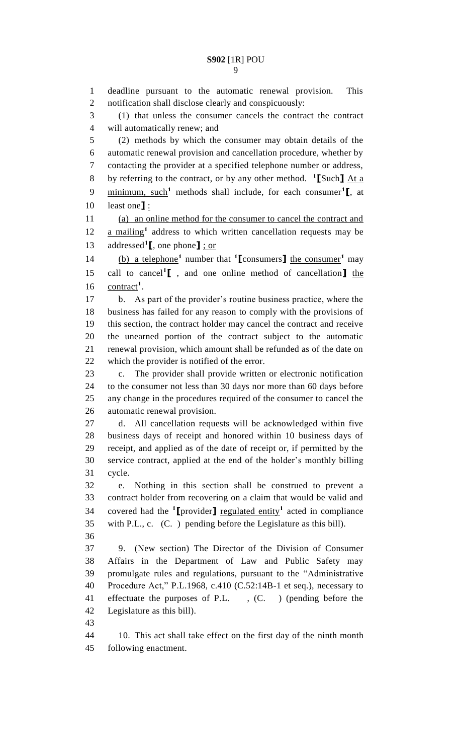deadline pursuant to the automatic renewal provision. This notification shall disclose clearly and conspicuously:

(1) that unless the consumer cancels the contract the contract will automatically renew; and

(2) methods by which the consumer may obtain details of the automatic renewal provision and cancellation procedure, whether by contracting the provider at a specified telephone number or address, by referring to the contract, or by any other method. [1]【Such】 At a minimum, such[1] methods shall include, for each consumer[1]【, at least one】 :

(a) an online method for the consumer to cancel the contract and a mailing[1] address to which written cancellation requests may be addressed[1]【, one phone】 ; or

(b) a telephone[1] number that [1]【consumers】 the consumer[1] may call to cancel[1]【 , and one online method of cancellation】 the contract[1].

b. As part of the provider's routine business practice, where the business has failed for any reason to comply with the provisions of this section, the contract holder may cancel the contract and receive the unearned portion of the contract subject to the automatic renewal provision, which amount shall be refunded as of the date on which the provider is notified of the error.

c. The provider shall provide written or electronic notification to the consumer not less than 30 days nor more than 60 days before any change in the procedures required of the consumer to cancel the automatic renewal provision.

d. All cancellation requests will be acknowledged within five business days of receipt and honored within 10 business days of receipt, and applied as of the date of receipt or, if permitted by the service contract, applied at the end of the holder's monthly billing cycle.

e. Nothing in this section shall be construed to prevent a contract holder from recovering on a claim that would be valid and covered had the [1]【provider】 regulated entity[1] acted in compliance with P.L., c. (C. ) pending before the Legislature as this bill).

9. (New section) The Director of the Division of Consumer Affairs in the Department of Law and Public Safety may promulgate rules and regulations, pursuant to the "Administrative Procedure Act," P.L.1968, c.410 (C.52:14B-1 et seq.), necessary to effectuate the purposes of P.L. , (C. ) (pending before the Legislature as this bill).

10. This act shall take effect on the first day of the ninth month following enactment.